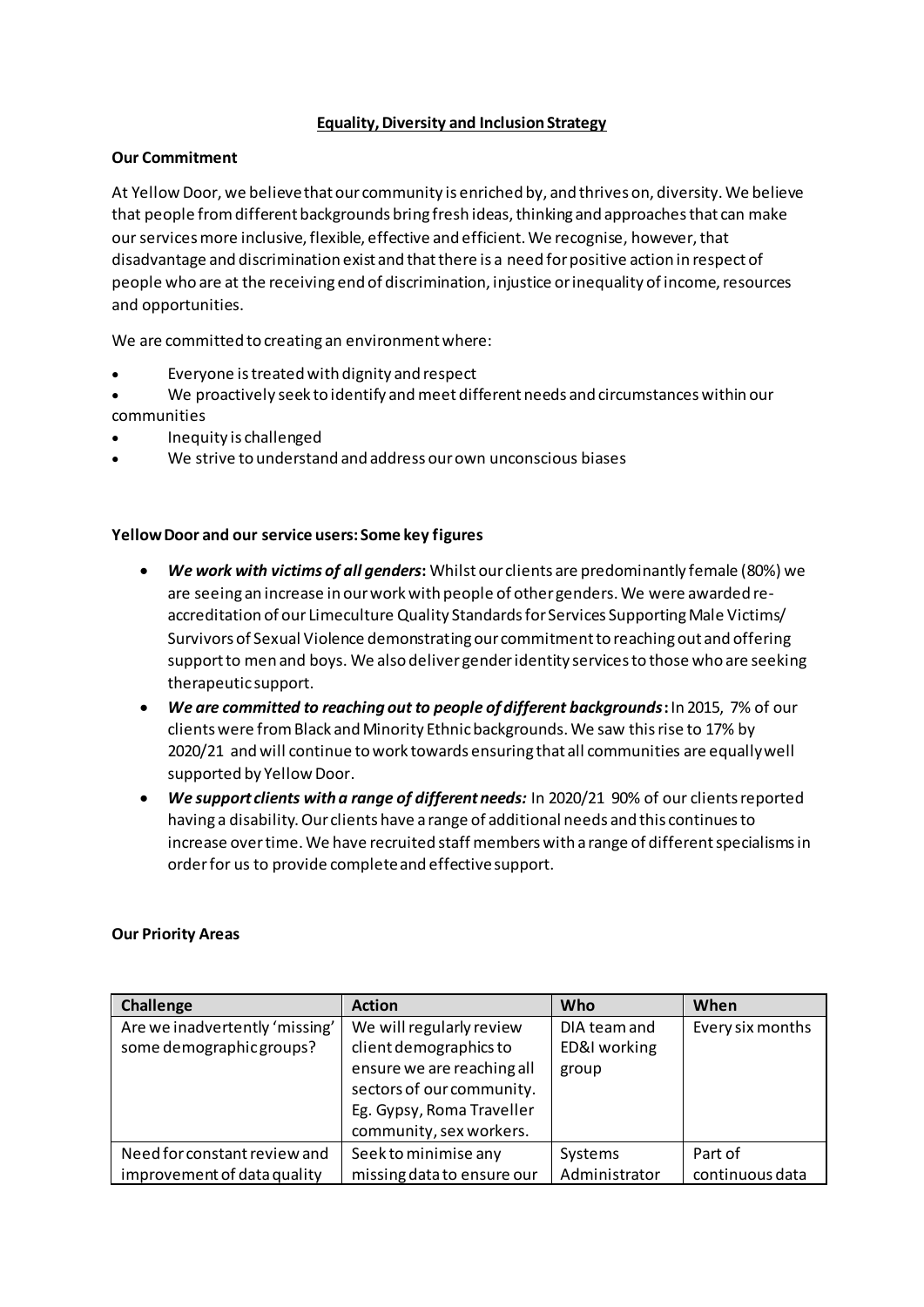**Equality, Diversity and Inclusion Strategy**

**Our Commitment**

At Yellow Door, we believe that our community is enriched by, and thrives on, diversity. We believe that people from different backgrounds bring fresh ideas, thinking and approaches that can make our services more inclusive, flexible, effective and efficient. We recognise, however, that disadvantage and discrimination exist and that there is a need for positive action in respect of people who are at the receiving end of discrimination, injustice or inequality of income, resources and opportunities.

We are committed to creating an environment where:

- Everyone is treated with dignity and respect
- We proactively seek to identify and meet different needs and circumstances within our communities
- Inequity is challenged
- We strive to understand and address our own unconscious biases

**Yellow Door and our service users: Some key figures**

- ***We work with victims of all genders*:** Whilst our clients are predominantly female (80%) we are seeing an increase in our work with people of other genders. We were awarded re-accreditation of our Limeculture Quality Standards for Services Supporting Male Victims/ Survivors of Sexual Violence demonstrating our commitment to reaching out and offering support to men and boys. We also deliver gender identity services to those who are seeking therapeutic support.
- ***We are committed to reaching out to people of different backgrounds*:** In 2015, 7% of our clients were from Black and Minority Ethnic backgrounds. We saw this rise to 17% by 2020/21 and will continue to work towards ensuring that all communities are equally well supported by Yellow Door.
- ***We support clients with a range of different needs:*** In 2020/21 90% of our clients reported having a disability. Our clients have a range of additional needs and this continues to increase over time. We have recruited staff members with a range of different specialisms in order for us to provide complete and effective support.

**Our Priority Areas**

| Challenge | Action | Who | When |
|---|---|---|---|
| Are we inadvertently 'missing' some demographic groups? | We will regularly review client demographics to ensure we are reaching all sectors of our community. Eg. Gypsy, Roma Traveller community, sex workers. | DIA team and ED&I working group | Every six months |
| Need for constant review and improvement of data quality | Seek to minimise any missing data to ensure our | Systems Administrator | Part of continuous data |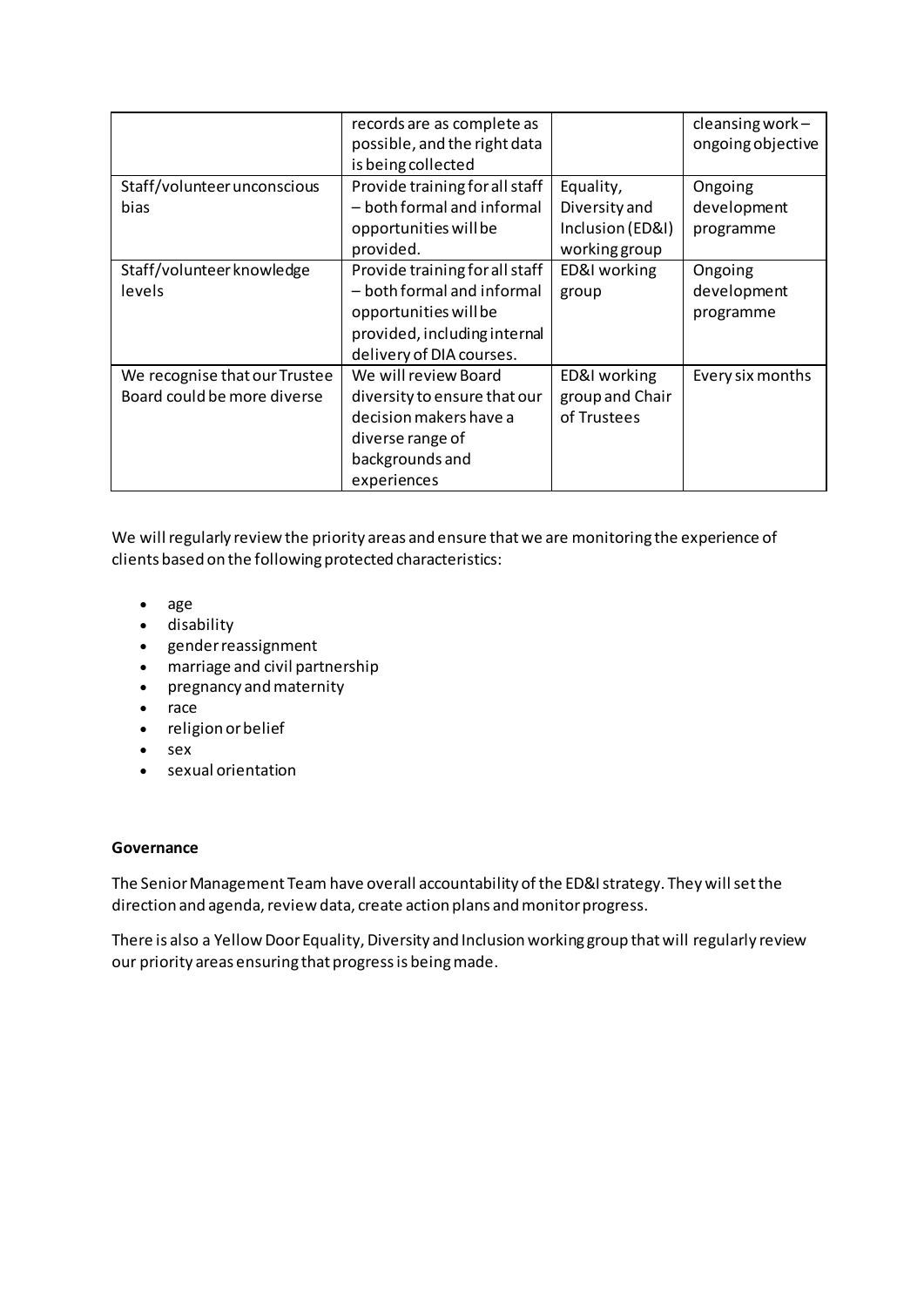| | | | |
|---|---|---|---|
| | records are as complete as possible, and the right data is being collected | | cleansing work – ongoing objective |
| Staff/volunteer unconscious bias | Provide training for all staff – both formal and informal opportunities will be provided. | Equality, Diversity and Inclusion (ED&I) working group | Ongoing development programme |
| Staff/volunteer knowledge levels | Provide training for all staff – both formal and informal opportunities will be provided, including internal delivery of DIA courses. | ED&I working group | Ongoing development programme |
| We recognise that our Trustee Board could be more diverse | We will review Board diversity to ensure that our decision makers have a diverse range of backgrounds and experiences | ED&I working group and Chair of Trustees | Every six months |

We will regularly review the priority areas and ensure that we are monitoring the experience of clients based on the following protected characteristics:

- age
- disability
- gender reassignment
- marriage and civil partnership
- pregnancy and maternity
- race
- religion or belief
- sex
- sexual orientation

**Governance**

The Senior Management Team have overall accountability of the ED&I strategy. They will set the direction and agenda, review data, create action plans and monitor progress.

There is also a Yellow Door Equality, Diversity and Inclusion working group that will regularly review our priority areas ensuring that progress is being made.